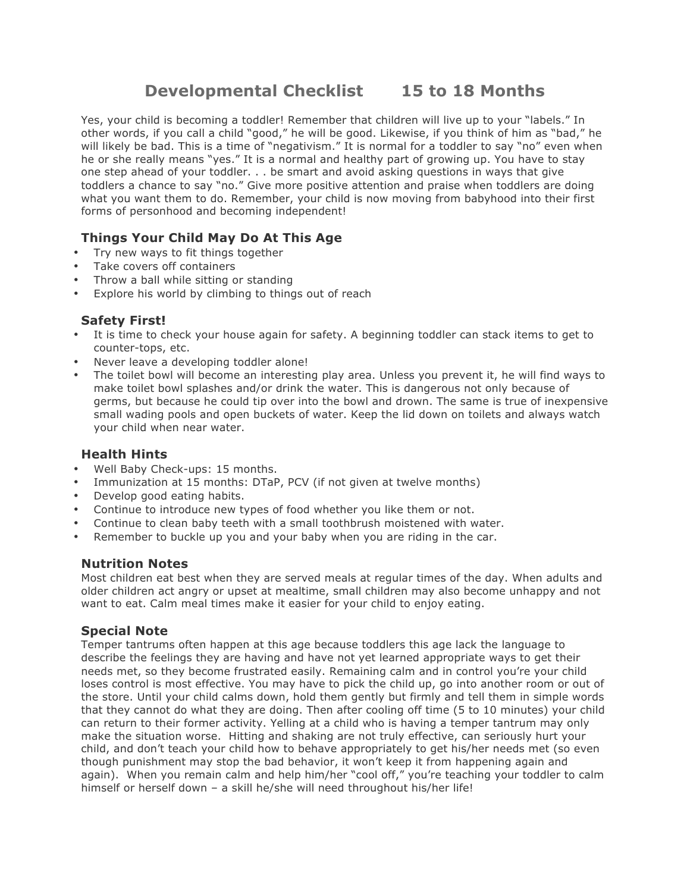# Developmental Checklist 15 to 18 Months

Yes, your child is becoming a toddler! Remember that children will live up to your "labels." In other words, if you call a child "good," he will be good. Likewise, if you think of him as "bad," he will likely be bad. This is a time of "negativism." It is normal for a toddler to say "no" even when he or she really means "yes." It is a normal and healthy part of growing up. You have to stay one step ahead of your toddler. . . be smart and avoid asking questions in ways that give toddlers a chance to say "no." Give more positive attention and praise when toddlers are doing what you want them to do. Remember, your child is now moving from babyhood into their first forms of personhood and becoming independent!

## Things Your Child May Do At This Age

- Try new ways to fit things together
- Take covers off containers
- Throw a ball while sitting or standing
- Explore his world by climbing to things out of reach

## Safety First!

- It is time to check your house again for safety. A beginning toddler can stack items to get to counter-tops, etc.
- Never leave a developing toddler alone!
- The toilet bowl will become an interesting play area. Unless you prevent it, he will find ways to make toilet bowl splashes and/or drink the water. This is dangerous not only because of germs, but because he could tip over into the bowl and drown. The same is true of inexpensive small wading pools and open buckets of water. Keep the lid down on toilets and always watch your child when near water.

## Health Hints

- Well Baby Check-ups: 15 months.
- Immunization at 15 months: DTaP, PCV (if not given at twelve months)
- Develop good eating habits.
- Continue to introduce new types of food whether you like them or not.
- Continue to clean baby teeth with a small toothbrush moistened with water.
- Remember to buckle up you and your baby when you are riding in the car.

## Nutrition Notes

Most children eat best when they are served meals at regular times of the day. When adults and older children act angry or upset at mealtime, small children may also become unhappy and not want to eat. Calm meal times make it easier for your child to enjoy eating.

## Special Note

Temper tantrums often happen at this age because toddlers this age lack the language to describe the feelings they are having and have not yet learned appropriate ways to get their needs met, so they become frustrated easily. Remaining calm and in control you're your child loses control is most effective. You may have to pick the child up, go into another room or out of the store. Until your child calms down, hold them gently but firmly and tell them in simple words that they cannot do what they are doing. Then after cooling off time (5 to 10 minutes) your child can return to their former activity. Yelling at a child who is having a temper tantrum may only make the situation worse. Hitting and shaking are not truly effective, can seriously hurt your child, and don't teach your child how to behave appropriately to get his/her needs met (so even though punishment may stop the bad behavior, it won't keep it from happening again and again). When you remain calm and help him/her "cool off," you're teaching your toddler to calm himself or herself down – a skill he/she will need throughout his/her life!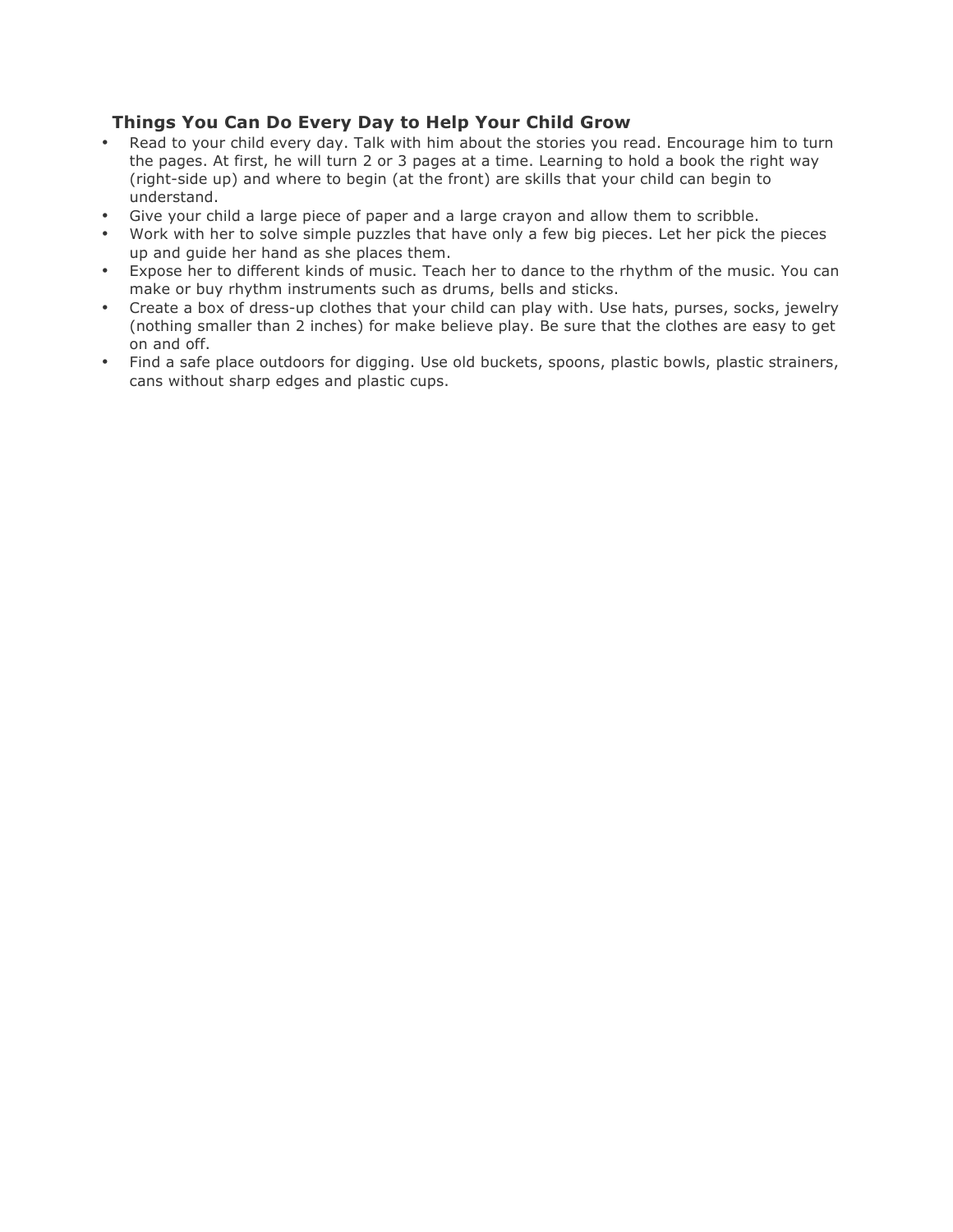### Things You Can Do Every Day to Help Your Child Grow

- Read to your child every day. Talk with him about the stories you read. Encourage him to turn the pages. At first, he will turn 2 or 3 pages at a time. Learning to hold a book the right way (right-side up) and where to begin (at the front) are skills that your child can begin to understand.
- Give your child a large piece of paper and a large crayon and allow them to scribble.
- Work with her to solve simple puzzles that have only a few big pieces. Let her pick the pieces up and guide her hand as she places them.
- Expose her to different kinds of music. Teach her to dance to the rhythm of the music. You can make or buy rhythm instruments such as drums, bells and sticks.
- Create a box of dress-up clothes that your child can play with. Use hats, purses, socks, jewelry (nothing smaller than 2 inches) for make believe play. Be sure that the clothes are easy to get on and off.
- Find a safe place outdoors for digging. Use old buckets, spoons, plastic bowls, plastic strainers, cans without sharp edges and plastic cups.